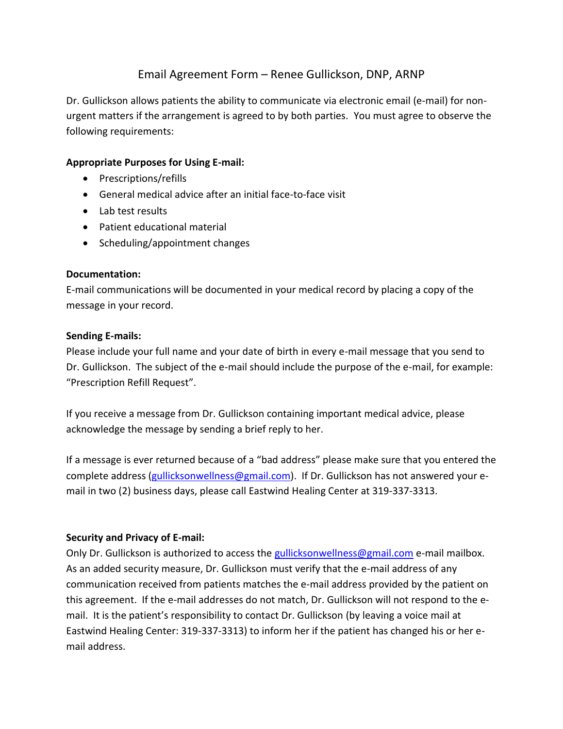# Email Agreement Form – Renee Gullickson, DNP, ARNP

Dr. Gullickson allows patients the ability to communicate via electronic email (e-mail) for non-urgent matters if the arrangement is agreed to by both parties. You must agree to observe the following requirements:

**Appropriate Purposes for Using E-mail:**

- Prescriptions/refills
- General medical advice after an initial face-to-face visit
- Lab test results
- Patient educational material
- Scheduling/appointment changes

**Documentation:**

E-mail communications will be documented in your medical record by placing a copy of the message in your record.

**Sending E-mails:**

Please include your full name and your date of birth in every e-mail message that you send to Dr. Gullickson. The subject of the e-mail should include the purpose of the e-mail, for example: "Prescription Refill Request".

If you receive a message from Dr. Gullickson containing important medical advice, please acknowledge the message by sending a brief reply to her.

If a message is ever returned because of a "bad address" please make sure that you entered the complete address (gullicksonwellness@gmail.com). If Dr. Gullickson has not answered your e-mail in two (2) business days, please call Eastwind Healing Center at 319-337-3313.

**Security and Privacy of E-mail:**

Only Dr. Gullickson is authorized to access the gullicksonwellness@gmail.com e-mail mailbox. As an added security measure, Dr. Gullickson must verify that the e-mail address of any communication received from patients matches the e-mail address provided by the patient on this agreement. If the e-mail addresses do not match, Dr. Gullickson will not respond to the e-mail. It is the patient's responsibility to contact Dr. Gullickson (by leaving a voice mail at Eastwind Healing Center: 319-337-3313) to inform her if the patient has changed his or her e-mail address.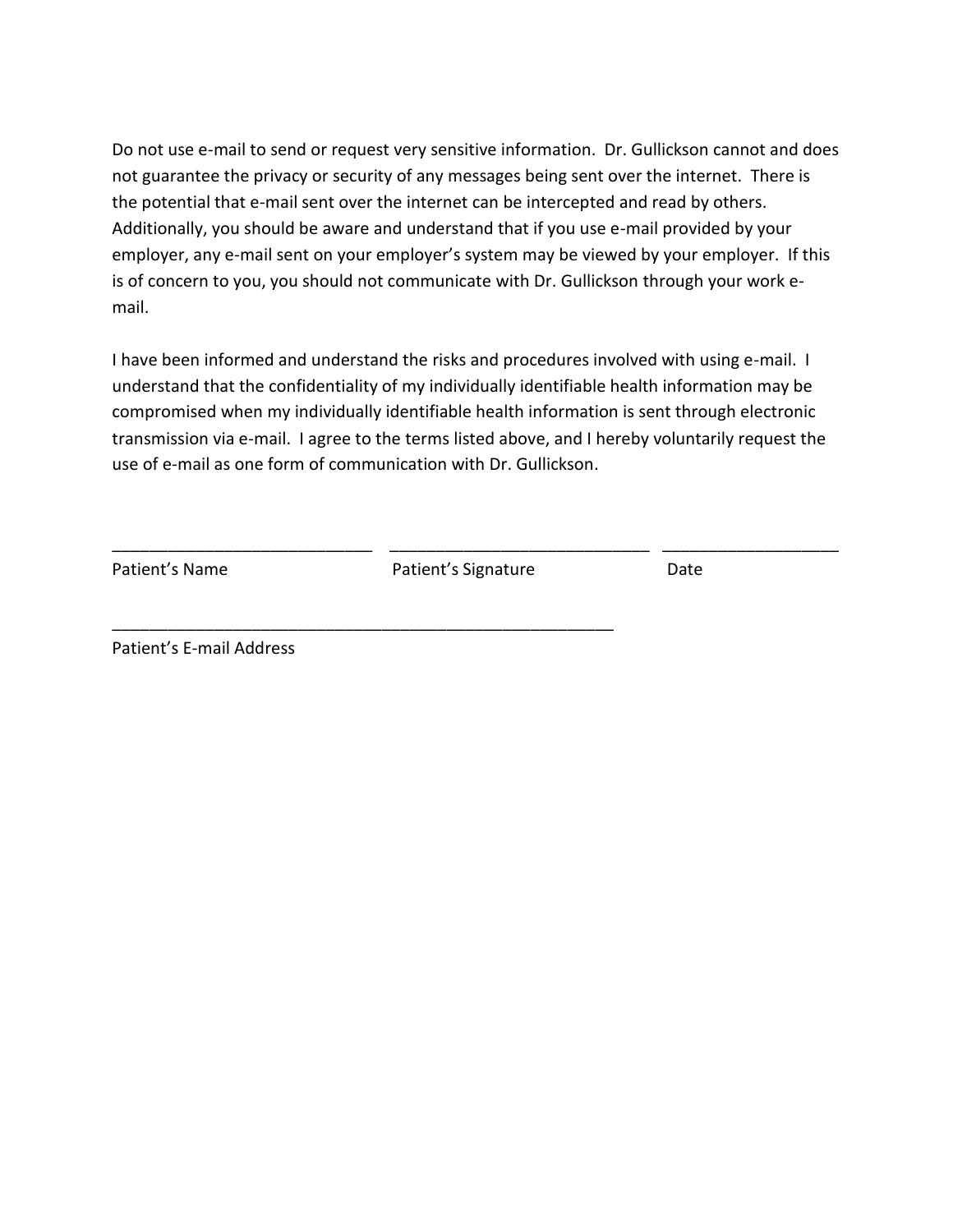Do not use e-mail to send or request very sensitive information. Dr. Gullickson cannot and does not guarantee the privacy or security of any messages being sent over the internet. There is the potential that e-mail sent over the internet can be intercepted and read by others. Additionally, you should be aware and understand that if you use e-mail provided by your employer, any e-mail sent on your employer's system may be viewed by your employer. If this is of concern to you, you should not communicate with Dr. Gullickson through your work e-mail.

I have been informed and understand the risks and procedures involved with using e-mail. I understand that the confidentiality of my individually identifiable health information may be compromised when my individually identifiable health information is sent through electronic transmission via e-mail. I agree to the terms listed above, and I hereby voluntarily request the use of e-mail as one form of communication with Dr. Gullickson.

_____________________________ _____________________________ ____________________

Patient's Name Patient's Signature Date

________________________________________________________

Patient's E-mail Address